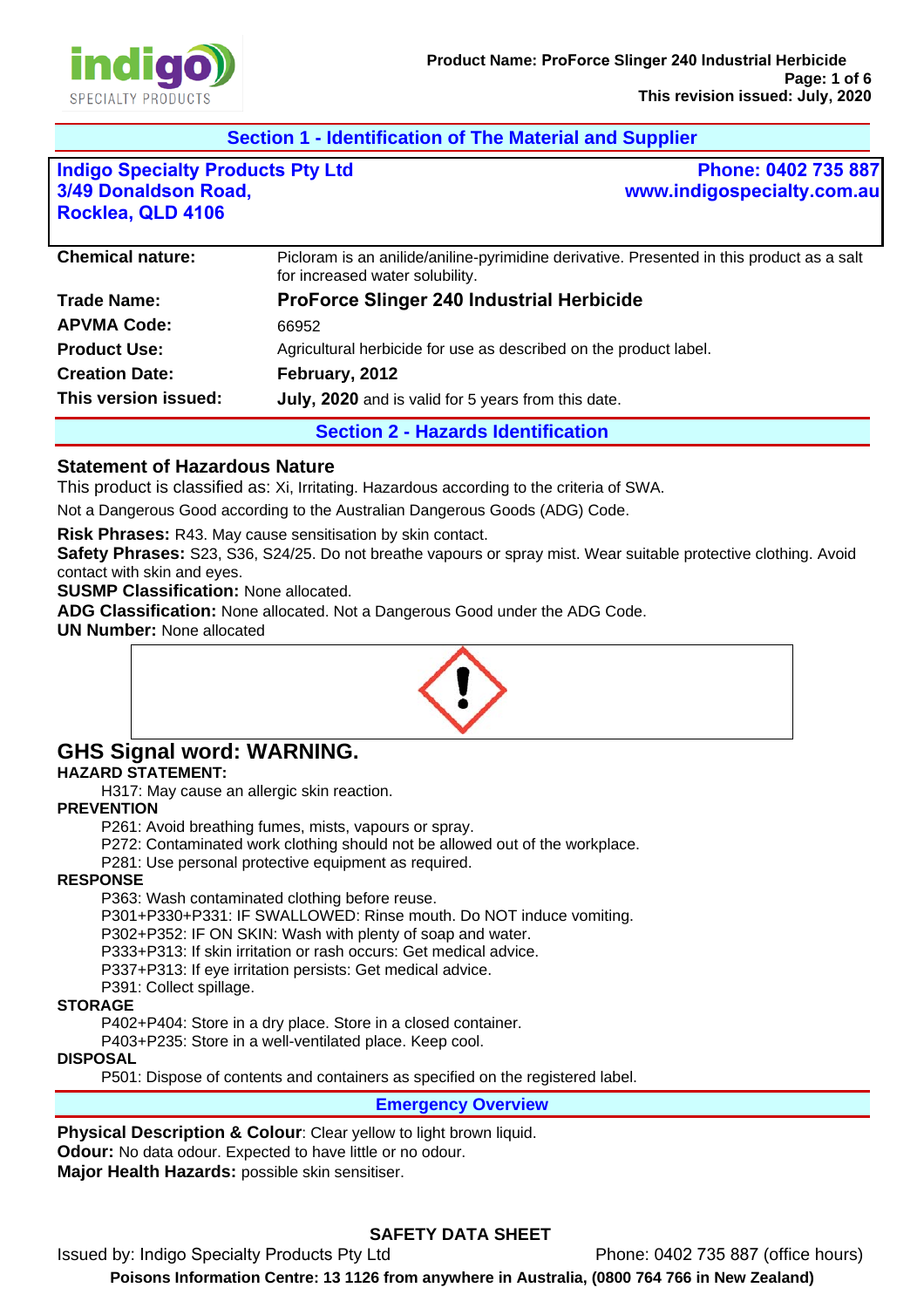## Section 1 - Identification of The Material and Supplier

**Indigo Specialty Products Pty Ltd**
**3/49 Donaldson Road,**
**Rocklea, QLD 4106**

**Phone: 0402 735 887**
**www.indigospecialty.com.au**

| | |
|---|---|
| **Chemical nature:** | Picloram is an anilide/aniline-pyrimidine derivative. Presented in this product as a salt for increased water solubility. |
| **Trade Name:** | **ProForce Slinger 240 Industrial Herbicide** |
| **APVMA Code:** | 66952 |
| **Product Use:** | Agricultural herbicide for use as described on the product label. |
| **Creation Date:** | **February, 2012** |
| **This version issued:** | **July, 2020** and is valid for 5 years from this date. |

## Section 2 - Hazards Identification

### Statement of Hazardous Nature

This product is classified as: Xi, Irritating. Hazardous according to the criteria of SWA.

Not a Dangerous Good according to the Australian Dangerous Goods (ADG) Code.

**Risk Phrases:** R43. May cause sensitisation by skin contact.
**Safety Phrases:** S23, S36, S24/25. Do not breathe vapours or spray mist. Wear suitable protective clothing. Avoid contact with skin and eyes.
**SUSMP Classification:** None allocated.
**ADG Classification:** None allocated. Not a Dangerous Good under the ADG Code.
**UN Number:** None allocated

## GHS Signal word: WARNING.

**HAZARD STATEMENT:**

H317: May cause an allergic skin reaction.

**PREVENTION**

P261: Avoid breathing fumes, mists, vapours or spray.
P272: Contaminated work clothing should not be allowed out of the workplace.
P281: Use personal protective equipment as required.

**RESPONSE**

P363: Wash contaminated clothing before reuse.
P301+P330+P331: IF SWALLOWED: Rinse mouth. Do NOT induce vomiting.
P302+P352: IF ON SKIN: Wash with plenty of soap and water.
P333+P313: If skin irritation or rash occurs: Get medical advice.
P337+P313: If eye irritation persists: Get medical advice.
P391: Collect spillage.

**STORAGE**

P402+P404: Store in a dry place. Store in a closed container.
P403+P235: Store in a well-ventilated place. Keep cool.

**DISPOSAL**

P501: Dispose of contents and containers as specified on the registered label.

## Emergency Overview

**Physical Description & Colour**: Clear yellow to light brown liquid.
**Odour:** No data odour. Expected to have little or no odour.
**Major Health Hazards:** possible skin sensitiser.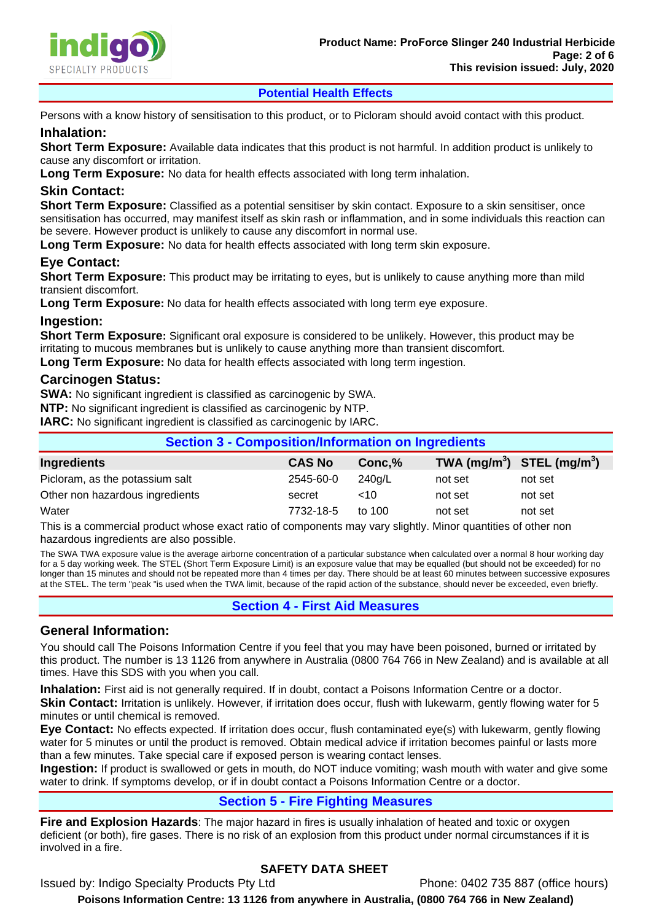## Potential Health Effects

Persons with a know history of sensitisation to this product, or to Picloram should avoid contact with this product.

### Inhalation:

**Short Term Exposure:** Available data indicates that this product is not harmful. In addition product is unlikely to cause any discomfort or irritation.

**Long Term Exposure:** No data for health effects associated with long term inhalation.

### Skin Contact:

**Short Term Exposure:** Classified as a potential sensitiser by skin contact. Exposure to a skin sensitiser, once sensitisation has occurred, may manifest itself as skin rash or inflammation, and in some individuals this reaction can be severe. However product is unlikely to cause any discomfort in normal use.

**Long Term Exposure:** No data for health effects associated with long term skin exposure.

### Eye Contact:

**Short Term Exposure:** This product may be irritating to eyes, but is unlikely to cause anything more than mild transient discomfort.

**Long Term Exposure:** No data for health effects associated with long term eye exposure.

### Ingestion:

**Short Term Exposure:** Significant oral exposure is considered to be unlikely. However, this product may be irritating to mucous membranes but is unlikely to cause anything more than transient discomfort.

**Long Term Exposure:** No data for health effects associated with long term ingestion.

### Carcinogen Status:

**SWA:** No significant ingredient is classified as carcinogenic by SWA.

**NTP:** No significant ingredient is classified as carcinogenic by NTP.

**IARC:** No significant ingredient is classified as carcinogenic by IARC.

## Section 3 - Composition/Information on Ingredients

| Ingredients | CAS No | Conc,% | TWA (mg/m$^3$) | STEL (mg/m$^3$) |
|---|---|---|---|---|
| Picloram, as the potassium salt | 2545-60-0 | 240g/L | not set | not set |
| Other non hazardous ingredients | secret | <10 | not set | not set |
| Water | 7732-18-5 | to 100 | not set | not set |

This is a commercial product whose exact ratio of components may vary slightly. Minor quantities of other non hazardous ingredients are also possible.

The SWA TWA exposure value is the average airborne concentration of a particular substance when calculated over a normal 8 hour working day for a 5 day working week. The STEL (Short Term Exposure Limit) is an exposure value that may be equalled (but should not be exceeded) for no longer than 15 minutes and should not be repeated more than 4 times per day. There should be at least 60 minutes between successive exposures at the STEL. The term "peak "is used when the TWA limit, because of the rapid action of the substance, should never be exceeded, even briefly.

## Section 4 - First Aid Measures

### General Information:

You should call The Poisons Information Centre if you feel that you may have been poisoned, burned or irritated by this product. The number is 13 1126 from anywhere in Australia (0800 764 766 in New Zealand) and is available at all times. Have this SDS with you when you call.

**Inhalation:** First aid is not generally required. If in doubt, contact a Poisons Information Centre or a doctor.

**Skin Contact:** Irritation is unlikely. However, if irritation does occur, flush with lukewarm, gently flowing water for 5 minutes or until chemical is removed.

**Eye Contact:** No effects expected. If irritation does occur, flush contaminated eye(s) with lukewarm, gently flowing water for 5 minutes or until the product is removed. Obtain medical advice if irritation becomes painful or lasts more than a few minutes. Take special care if exposed person is wearing contact lenses.

**Ingestion:** If product is swallowed or gets in mouth, do NOT induce vomiting; wash mouth with water and give some water to drink. If symptoms develop, or if in doubt contact a Poisons Information Centre or a doctor.

## Section 5 - Fire Fighting Measures

**Fire and Explosion Hazards**: The major hazard in fires is usually inhalation of heated and toxic or oxygen deficient (or both), fire gases. There is no risk of an explosion from this product under normal circumstances if it is involved in a fire.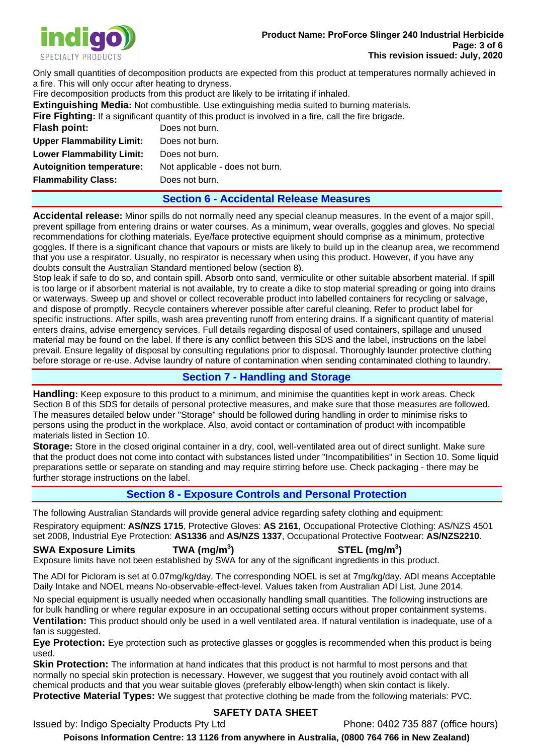Only small quantities of decomposition products are expected from this product at temperatures normally achieved in a fire. This will only occur after heating to dryness.
Fire decomposition products from this product are likely to be irritating if inhaled.

**Extinguishing Media:** Not combustible. Use extinguishing media suited to burning materials.

**Fire Fighting:** If a significant quantity of this product is involved in a fire, call the fire brigade.

| | |
|---|---|
| **Flash point:** | Does not burn. |
| **Upper Flammability Limit:** | Does not burn. |
| **Lower Flammability Limit:** | Does not burn. |
| **Autoignition temperature:** | Not applicable - does not burn. |
| **Flammability Class:** | Does not burn. |

## Section 6 - Accidental Release Measures

**Accidental release:** Minor spills do not normally need any special cleanup measures. In the event of a major spill, prevent spillage from entering drains or water courses. As a minimum, wear overalls, goggles and gloves. No special recommendations for clothing materials. Eye/face protective equipment should comprise as a minimum, protective goggles. If there is a significant chance that vapours or mists are likely to build up in the cleanup area, we recommend that you use a respirator. Usually, no respirator is necessary when using this product. However, if you have any doubts consult the Australian Standard mentioned below (section 8).
Stop leak if safe to do so, and contain spill. Absorb onto sand, vermiculite or other suitable absorbent material. If spill is too large or if absorbent material is not available, try to create a dike to stop material spreading or going into drains or waterways. Sweep up and shovel or collect recoverable product into labelled containers for recycling or salvage, and dispose of promptly. Recycle containers wherever possible after careful cleaning. Refer to product label for specific instructions. After spills, wash area preventing runoff from entering drains. If a significant quantity of material enters drains, advise emergency services. Full details regarding disposal of used containers, spillage and unused material may be found on the label. If there is any conflict between this SDS and the label, instructions on the label prevail. Ensure legality of disposal by consulting regulations prior to disposal. Thoroughly launder protective clothing before storage or re-use. Advise laundry of nature of contamination when sending contaminated clothing to laundry.

## Section 7 - Handling and Storage

**Handling:** Keep exposure to this product to a minimum, and minimise the quantities kept in work areas. Check Section 8 of this SDS for details of personal protective measures, and make sure that those measures are followed. The measures detailed below under "Storage" should be followed during handling in order to minimise risks to persons using the product in the workplace. Also, avoid contact or contamination of product with incompatible materials listed in Section 10.

**Storage:** Store in the closed original container in a dry, cool, well-ventilated area out of direct sunlight. Make sure that the product does not come into contact with substances listed under "Incompatibilities" in Section 10. Some liquid preparations settle or separate on standing and may require stirring before use. Check packaging - there may be further storage instructions on the label.

## Section 8 - Exposure Controls and Personal Protection

The following Australian Standards will provide general advice regarding safety clothing and equipment:

Respiratory equipment: **AS/NZS 1715**, Protective Gloves: **AS 2161**, Occupational Protective Clothing: AS/NZS 4501 set 2008, Industrial Eye Protection: **AS1336** and **AS/NZS 1337**, Occupational Protective Footwear: **AS/NZS2210**.

| **SWA Exposure Limits** | **TWA (mg/m$^3$)** | **STEL (mg/m$^3$)** |
|---|---|---|

Exposure limits have not been established by SWA for any of the significant ingredients in this product.

The ADI for Picloram is set at 0.07mg/kg/day. The corresponding NOEL is set at 7mg/kg/day. ADI means Acceptable Daily Intake and NOEL means No-observable-effect-level. Values taken from Australian ADI List, June 2014.

No special equipment is usually needed when occasionally handling small quantities. The following instructions are for bulk handling or where regular exposure in an occupational setting occurs without proper containment systems.

**Ventilation:** This product should only be used in a well ventilated area. If natural ventilation is inadequate, use of a fan is suggested.

**Eye Protection:** Eye protection such as protective glasses or goggles is recommended when this product is being used.

**Skin Protection:** The information at hand indicates that this product is not harmful to most persons and that normally no special skin protection is necessary. However, we suggest that you routinely avoid contact with all chemical products and that you wear suitable gloves (preferably elbow-length) when skin contact is likely.

**Protective Material Types:** We suggest that protective clothing be made from the following materials: PVC.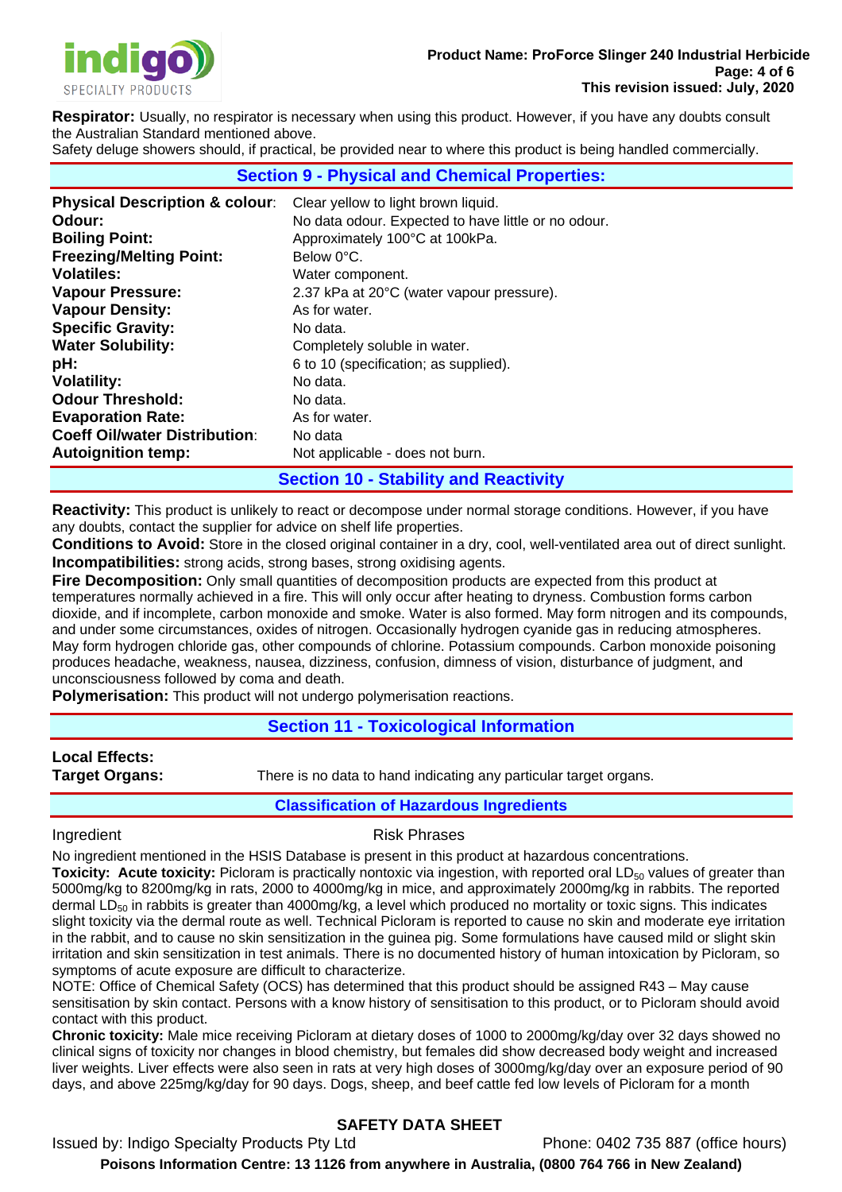**Respirator:** Usually, no respirator is necessary when using this product. However, if you have any doubts consult the Australian Standard mentioned above.
Safety deluge showers should, if practical, be provided near to where this product is being handled commercially.

## Section 9 - Physical and Chemical Properties:

| | |
|---|---|
| **Physical Description & colour**: | Clear yellow to light brown liquid. |
| **Odour:** | No data odour. Expected to have little or no odour. |
| **Boiling Point:** | Approximately 100°C at 100kPa. |
| **Freezing/Melting Point:** | Below 0°C. |
| **Volatiles:** | Water component. |
| **Vapour Pressure:** | 2.37 kPa at 20°C (water vapour pressure). |
| **Vapour Density:** | As for water. |
| **Specific Gravity:** | No data. |
| **Water Solubility:** | Completely soluble in water. |
| **pH:** | 6 to 10 (specification; as supplied). |
| **Volatility:** | No data. |
| **Odour Threshold:** | No data. |
| **Evaporation Rate:** | As for water. |
| **Coeff Oil/water Distribution**: | No data |
| **Autoignition temp:** | Not applicable - does not burn. |

## Section 10 - Stability and Reactivity

**Reactivity:** This product is unlikely to react or decompose under normal storage conditions. However, if you have any doubts, contact the supplier for advice on shelf life properties.
**Conditions to Avoid:** Store in the closed original container in a dry, cool, well-ventilated area out of direct sunlight.
**Incompatibilities:** strong acids, strong bases, strong oxidising agents.
**Fire Decomposition:** Only small quantities of decomposition products are expected from this product at temperatures normally achieved in a fire. This will only occur after heating to dryness. Combustion forms carbon dioxide, and if incomplete, carbon monoxide and smoke. Water is also formed. May form nitrogen and its compounds, and under some circumstances, oxides of nitrogen. Occasionally hydrogen cyanide gas in reducing atmospheres. May form hydrogen chloride gas, other compounds of chlorine. Potassium compounds. Carbon monoxide poisoning produces headache, weakness, nausea, dizziness, confusion, dimness of vision, disturbance of judgment, and unconsciousness followed by coma and death.
**Polymerisation:** This product will not undergo polymerisation reactions.

## Section 11 - Toxicological Information

**Local Effects:**
**Target Organs:** There is no data to hand indicating any particular target organs.

### Classification of Hazardous Ingredients

| Ingredient | Risk Phrases |
|---|---|

No ingredient mentioned in the HSIS Database is present in this product at hazardous concentrations.
**Toxicity: Acute toxicity:** Picloram is practically nontoxic via ingestion, with reported oral $LD_{50}$ values of greater than 5000mg/kg to 8200mg/kg in rats, 2000 to 4000mg/kg in mice, and approximately 2000mg/kg in rabbits. The reported dermal $LD_{50}$ in rabbits is greater than 4000mg/kg, a level which produced no mortality or toxic signs. This indicates slight toxicity via the dermal route as well. Technical Picloram is reported to cause no skin and moderate eye irritation in the rabbit, and to cause no skin sensitization in the guinea pig. Some formulations have caused mild or slight skin irritation and skin sensitization in test animals. There is no documented history of human intoxication by Picloram, so symptoms of acute exposure are difficult to characterize.
NOTE: Office of Chemical Safety (OCS) has determined that this product should be assigned R43 – May cause sensitisation by skin contact. Persons with a know history of sensitisation to this product, or to Picloram should avoid contact with this product.
**Chronic toxicity:** Male mice receiving Picloram at dietary doses of 1000 to 2000mg/kg/day over 32 days showed no clinical signs of toxicity nor changes in blood chemistry, but females did show decreased body weight and increased liver weights. Liver effects were also seen in rats at very high doses of 3000mg/kg/day over an exposure period of 90 days, and above 225mg/kg/day for 90 days. Dogs, sheep, and beef cattle fed low levels of Picloram for a month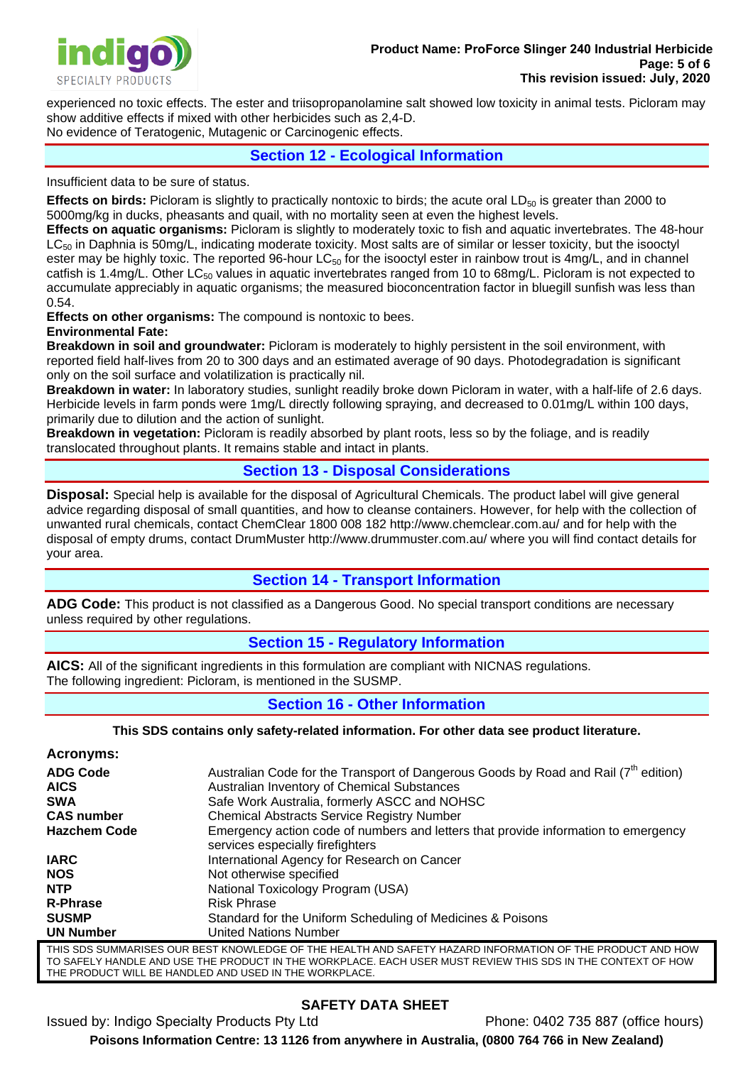experienced no toxic effects. The ester and triisopropanolamine salt showed low toxicity in animal tests. Picloram may show additive effects if mixed with other herbicides such as 2,4-D.
No evidence of Teratogenic, Mutagenic or Carcinogenic effects.

## Section 12 - Ecological Information

Insufficient data to be sure of status.

**Effects on birds:** Picloram is slightly to practically nontoxic to birds; the acute oral $LD_{50}$ is greater than 2000 to 5000mg/kg in ducks, pheasants and quail, with no mortality seen at even the highest levels.
**Effects on aquatic organisms:** Picloram is slightly to moderately toxic to fish and aquatic invertebrates. The 48-hour $LC_{50}$ in Daphnia is 50mg/L, indicating moderate toxicity. Most salts are of similar or lesser toxicity, but the isooctyl ester may be highly toxic. The reported 96-hour $LC_{50}$ for the isooctyl ester in rainbow trout is 4mg/L, and in channel catfish is 1.4mg/L. Other $LC_{50}$ values in aquatic invertebrates ranged from 10 to 68mg/L. Picloram is not expected to accumulate appreciably in aquatic organisms; the measured bioconcentration factor in bluegill sunfish was less than 0.54.
**Effects on other organisms:** The compound is nontoxic to bees.
**Environmental Fate:**
**Breakdown in soil and groundwater:** Picloram is moderately to highly persistent in the soil environment, with reported field half-lives from 20 to 300 days and an estimated average of 90 days. Photodegradation is significant only on the soil surface and volatilization is practically nil.
**Breakdown in water:** In laboratory studies, sunlight readily broke down Picloram in water, with a half-life of 2.6 days. Herbicide levels in farm ponds were 1mg/L directly following spraying, and decreased to 0.01mg/L within 100 days, primarily due to dilution and the action of sunlight.
**Breakdown in vegetation:** Picloram is readily absorbed by plant roots, less so by the foliage, and is readily translocated throughout plants. It remains stable and intact in plants.

## Section 13 - Disposal Considerations

**Disposal:** Special help is available for the disposal of Agricultural Chemicals. The product label will give general advice regarding disposal of small quantities, and how to cleanse containers. However, for help with the collection of unwanted rural chemicals, contact ChemClear 1800 008 182 http://www.chemclear.com.au/ and for help with the disposal of empty drums, contact DrumMuster http://www.drummuster.com.au/ where you will find contact details for your area.

## Section 14 - Transport Information

**ADG Code:** This product is not classified as a Dangerous Good. No special transport conditions are necessary unless required by other regulations.

## Section 15 - Regulatory Information

**AICS:** All of the significant ingredients in this formulation are compliant with NICNAS regulations.
The following ingredient: Picloram, is mentioned in the SUSMP.

## Section 16 - Other Information

**This SDS contains only safety-related information. For other data see product literature.**

**Acronyms:**

| | |
|---|---|
| **ADG Code** | Australian Code for the Transport of Dangerous Goods by Road and Rail (7th edition) |
| **AICS** | Australian Inventory of Chemical Substances |
| **SWA** | Safe Work Australia, formerly ASCC and NOHSC |
| **CAS number** | Chemical Abstracts Service Registry Number |
| **Hazchem Code** | Emergency action code of numbers and letters that provide information to emergency services especially firefighters |
| **IARC** | International Agency for Research on Cancer |
| **NOS** | Not otherwise specified |
| **NTP** | National Toxicology Program (USA) |
| **R-Phrase** | Risk Phrase |
| **SUSMP** | Standard for the Uniform Scheduling of Medicines & Poisons |
| **UN Number** | United Nations Number |

THIS SDS SUMMARISES OUR BEST KNOWLEDGE OF THE HEALTH AND SAFETY HAZARD INFORMATION OF THE PRODUCT AND HOW TO SAFELY HANDLE AND USE THE PRODUCT IN THE WORKPLACE. EACH USER MUST REVIEW THIS SDS IN THE CONTEXT OF HOW THE PRODUCT WILL BE HANDLED AND USED IN THE WORKPLACE.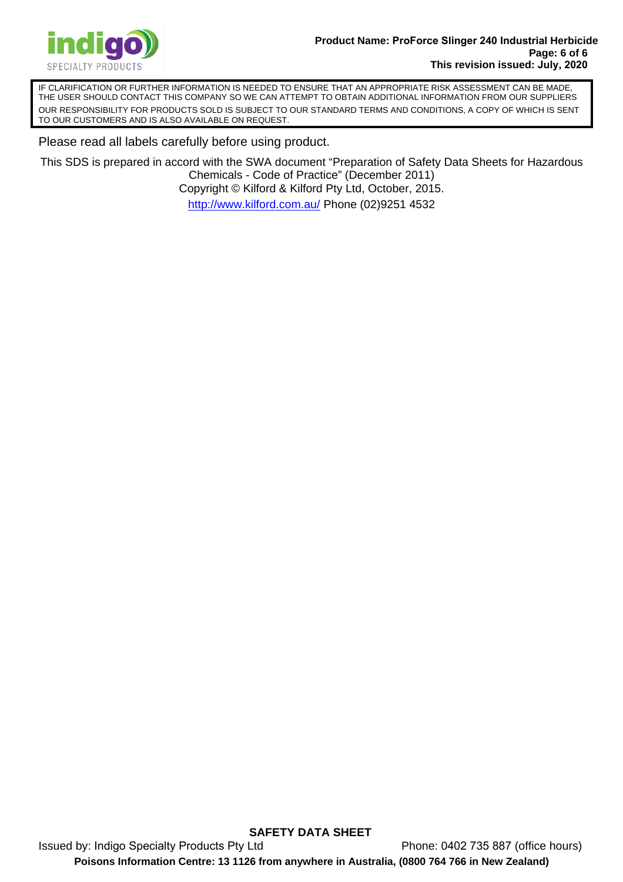IF CLARIFICATION OR FURTHER INFORMATION IS NEEDED TO ENSURE THAT AN APPROPRIATE RISK ASSESSMENT CAN BE MADE, THE USER SHOULD CONTACT THIS COMPANY SO WE CAN ATTEMPT TO OBTAIN ADDITIONAL INFORMATION FROM OUR SUPPLIERS

OUR RESPONSIBILITY FOR PRODUCTS SOLD IS SUBJECT TO OUR STANDARD TERMS AND CONDITIONS, A COPY OF WHICH IS SENT TO OUR CUSTOMERS AND IS ALSO AVAILABLE ON REQUEST.

Please read all labels carefully before using product.

This SDS is prepared in accord with the SWA document "Preparation of Safety Data Sheets for Hazardous Chemicals - Code of Practice" (December 2011)
Copyright © Kilford & Kilford Pty Ltd, October, 2015.
http://www.kilford.com.au/ Phone (02)9251 4532